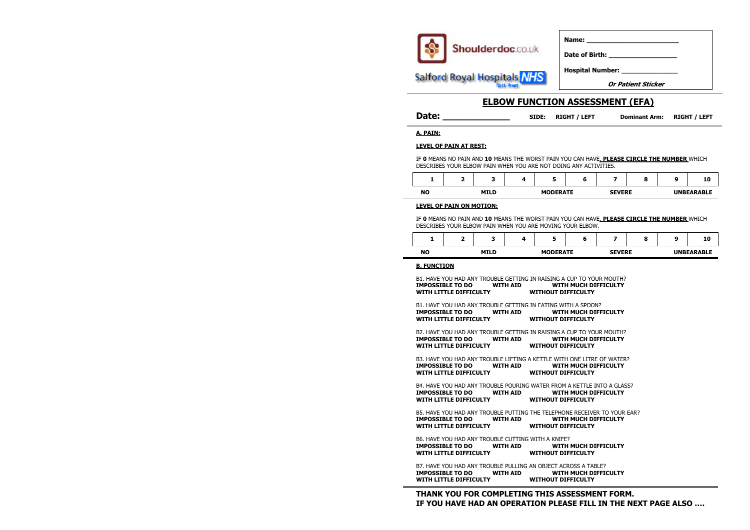Shoulderdoc.co.uk

Salford Royal Hospitals NHS Trust

**Name:** ______________________

**Date of Birth:** ________________

**Hospital Number:** _____________

***Or Patient Sticker***

# ELBOW FUNCTION ASSESSMENT (EFA)

**Date:** ____________ **SIDE: RIGHT / LEFT** **Dominant Arm: RIGHT / LEFT**

## A. PAIN:

**LEVEL OF PAIN AT REST:**

IF **0** MEANS NO PAIN AND **10** MEANS THE WORST PAIN YOU CAN HAVE, **PLEASE CIRCLE THE NUMBER** WHICH DESCRIBES YOUR ELBOW PAIN WHEN YOU ARE NOT DOING ANY ACTIVITIES.

| 1 | 2 | 3 | 4 | 5 | 6 | 7 | 8 | 9 | 10 |
|---|---|---|---|---|---|---|---|---|---|
| **NO** | | **MILD** | | **MODERATE** | | **SEVERE** | | | **UNBEARABLE** |

**LEVEL OF PAIN ON MOTION:**

IF **0** MEANS NO PAIN AND **10** MEANS THE WORST PAIN YOU CAN HAVE, **PLEASE CIRCLE THE NUMBER** WHICH DESCRIBES YOUR ELBOW PAIN WHEN YOU ARE MOVING YOUR ELBOW.

| 1 | 2 | 3 | 4 | 5 | 6 | 7 | 8 | 9 | 10 |
|---|---|---|---|---|---|---|---|---|---|
| **NO** | | **MILD** | | **MODERATE** | | **SEVERE** | | | **UNBEARABLE** |

## B. FUNCTION

B1. HAVE YOU HAD ANY TROUBLE GETTING IN RAISING A CUP TO YOUR MOUTH?
**IMPOSSIBLE TO DO** **WITH AID** **WITH MUCH DIFFICULTY**
**WITH LITTLE DIFFICULTY** **WITHOUT DIFFICULTY**

B1. HAVE YOU HAD ANY TROUBLE GETTING IN EATING WITH A SPOON?
**IMPOSSIBLE TO DO** **WITH AID** **WITH MUCH DIFFICULTY**
**WITH LITTLE DIFFICULTY** **WITHOUT DIFFICULTY**

B2. HAVE YOU HAD ANY TROUBLE GETTING IN RAISING A CUP TO YOUR MOUTH?
**IMPOSSIBLE TO DO** **WITH AID** **WITH MUCH DIFFICULTY**
**WITH LITTLE DIFFICULTY** **WITHOUT DIFFICULTY**

B3. HAVE YOU HAD ANY TROUBLE LIFTING A KETTLE WITH ONE LITRE OF WATER?
**IMPOSSIBLE TO DO** **WITH AID** **WITH MUCH DIFFICULTY**
**WITH LITTLE DIFFICULTY** **WITHOUT DIFFICULTY**

B4. HAVE YOU HAD ANY TROUBLE POURING WATER FROM A KETTLE INTO A GLASS?
**IMPOSSIBLE TO DO** **WITH AID** **WITH MUCH DIFFICULTY**
**WITH LITTLE DIFFICULTY** **WITHOUT DIFFICULTY**

B5. HAVE YOU HAD ANY TROUBLE PUTTING THE TELEPHONE RECEIVER TO YOUR EAR?
**IMPOSSIBLE TO DO** **WITH AID** **WITH MUCH DIFFICULTY**
**WITH LITTLE DIFFICULTY** **WITHOUT DIFFICULTY**

B6. HAVE YOU HAD ANY TROUBLE CUTTING WITH A KNIFE?
**IMPOSSIBLE TO DO** **WITH AID** **WITH MUCH DIFFICULTY**
**WITH LITTLE DIFFICULTY** **WITHOUT DIFFICULTY**

B7. HAVE YOU HAD ANY TROUBLE PULLING AN OBJECT ACROSS A TABLE?
**IMPOSSIBLE TO DO** **WITH AID** **WITH MUCH DIFFICULTY**
**WITH LITTLE DIFFICULTY** **WITHOUT DIFFICULTY**

**THANK YOU FOR COMPLETING THIS ASSESSMENT FORM.**
**IF YOU HAVE HAD AN OPERATION PLEASE FILL IN THE NEXT PAGE ALSO ….**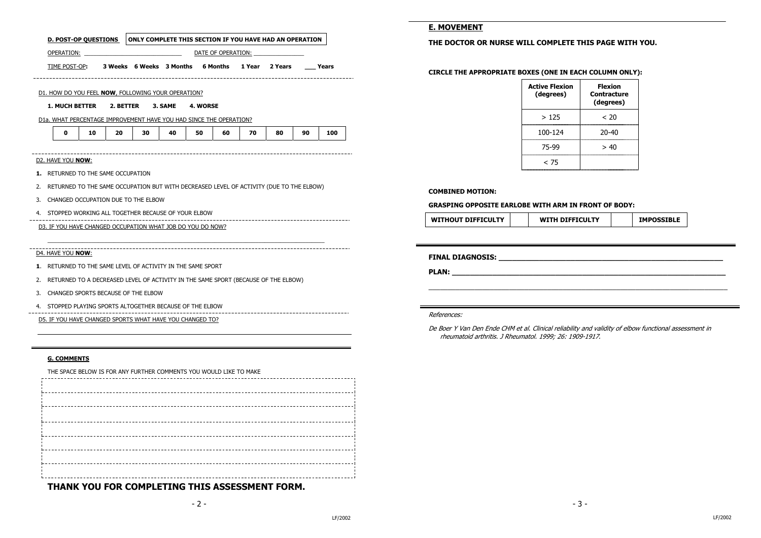## D. POST-OP QUESTIONS

**ONLY COMPLETE THIS SECTION IF YOU HAVE HAD AN OPERATION**

OPERATION: ______________________________ DATE OF OPERATION: _______________

TIME POST-OP: **3 Weeks 6 Weeks 3 Months 6 Months 1 Year 2 Years ___ Years**

D1. HOW DO YOU FEEL **NOW**, FOLLOWING YOUR OPERATION?

**1. MUCH BETTER 2. BETTER 3. SAME 4. WORSE**

D1a. WHAT PERCENTAGE IMPROVEMENT HAVE YOU HAD SINCE THE OPERATION?

| | | | | | | | | | | |
|---|---|---|---|---|---|---|---|---|---|---|
| **0** | **10** | **20** | **30** | **40** | **50** | **60** | **70** | **80** | **90** | **100** |

D2. HAVE YOU **NOW**:

1. RETURNED TO THE SAME OCCUPATION
2. RETURNED TO THE SAME OCCUPATION BUT WITH DECREASED LEVEL OF ACTIVITY (DUE TO THE ELBOW)
3. CHANGED OCCUPATION DUE TO THE ELBOW
4. STOPPED WORKING ALL TOGETHER BECAUSE OF YOUR ELBOW

D3. IF YOU HAVE CHANGED OCCUPATION WHAT JOB DO YOU DO NOW?

_______________________________________________________________________________

D4. HAVE YOU **NOW**:

1. RETURNED TO THE SAME LEVEL OF ACTIVITY IN THE SAME SPORT
2. RETURNED TO A DECREASED LEVEL OF ACTIVITY IN THE SAME SPORT (BECAUSE OF THE ELBOW)
3. CHANGED SPORTS BECAUSE OF THE ELBOW
4. STOPPED PLAYING SPORTS ALTOGETHER BECAUSE OF THE ELBOW

D5. IF YOU HAVE CHANGED SPORTS WHAT HAVE YOU CHANGED TO?

_______________________________________________________________________________

## G. COMMENTS

THE SPACE BELOW IS FOR ANY FURTHER COMMENTS YOU WOULD LIKE TO MAKE

_______________________________________________________________________________

_______________________________________________________________________________

_______________________________________________________________________________

_______________________________________________________________________________

_______________________________________________________________________________

_______________________________________________________________________________

_______________________________________________________________________________

# THANK YOU FOR COMPLETING THIS ASSESSMENT FORM.

## E. MOVEMENT

**THE DOCTOR OR NURSE WILL COMPLETE THIS PAGE WITH YOU.**

**CIRCLE THE APPROPRIATE BOXES (ONE IN EACH COLUMN ONLY):**

| Active Flexion (degrees) | Flexion Contracture (degrees) |
|---|---|
| > 125 | < 20 |
| 100-124 | 20-40 |
| 75-99 | > 40 |
| < 75 | |

**COMBINED MOTION:**

**GRASPING OPPOSITE EARLOBE WITH ARM IN FRONT OF BODY:**

| | | | | |
|---|---|---|---|---|
| **WITHOUT DIFFICULTY** | | **WITH DIFFICULTY** | | **IMPOSSIBLE** |

**FINAL DIAGNOSIS:** _______________________________________________________

**PLAN:** _______________________________________________________________

_______________________________________________________________________________

*References:*

*De Boer Y Van Den Ende CHM et al. Clinical reliability and validity of elbow functional assessment in rheumatoid arthritis. J Rheumatol. 1999; 26: 1909-1917.*